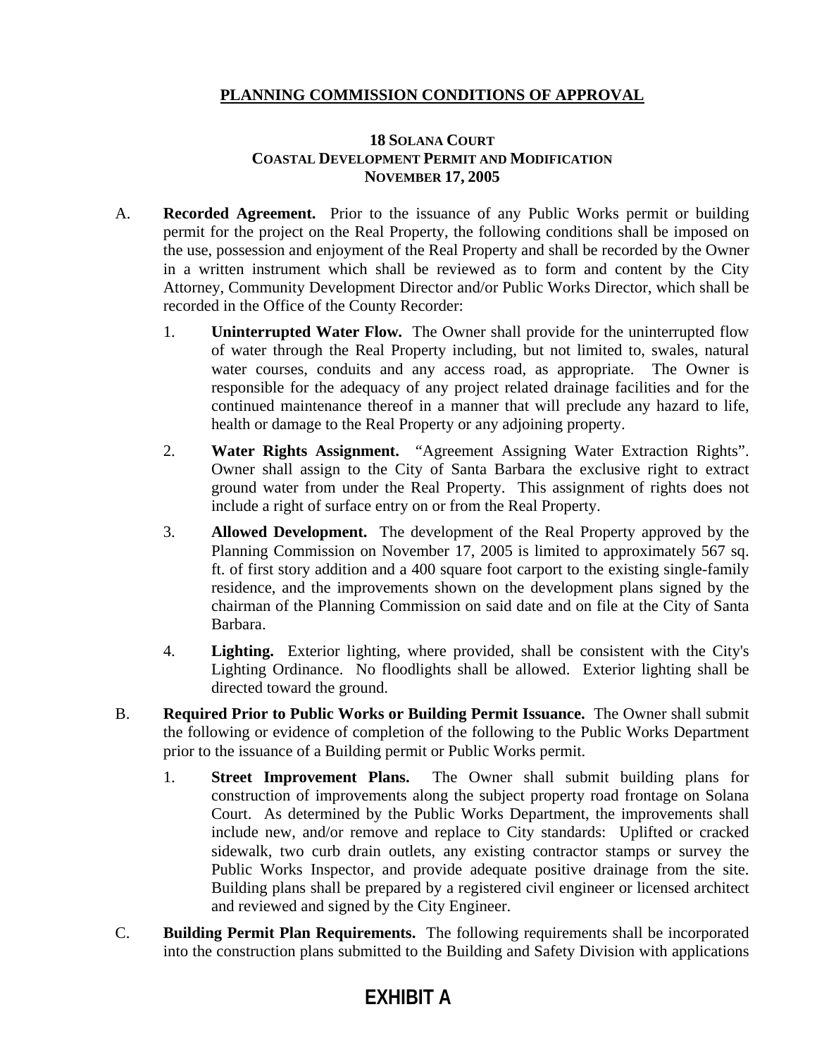# PLANNING COMMISSION CONDITIONS OF APPROVAL

**18 SOLANA COURT**
**COASTAL DEVELOPMENT PERMIT AND MODIFICATION**
**NOVEMBER 17, 2005**

A. **Recorded Agreement.** Prior to the issuance of any Public Works permit or building permit for the project on the Real Property, the following conditions shall be imposed on the use, possession and enjoyment of the Real Property and shall be recorded by the Owner in a written instrument which shall be reviewed as to form and content by the City Attorney, Community Development Director and/or Public Works Director, which shall be recorded in the Office of the County Recorder:

   1. **Uninterrupted Water Flow.** The Owner shall provide for the uninterrupted flow of water through the Real Property including, but not limited to, swales, natural water courses, conduits and any access road, as appropriate. The Owner is responsible for the adequacy of any project related drainage facilities and for the continued maintenance thereof in a manner that will preclude any hazard to life, health or damage to the Real Property or any adjoining property.

   2. **Water Rights Assignment.** "Agreement Assigning Water Extraction Rights". Owner shall assign to the City of Santa Barbara the exclusive right to extract ground water from under the Real Property. This assignment of rights does not include a right of surface entry on or from the Real Property.

   3. **Allowed Development.** The development of the Real Property approved by the Planning Commission on November 17, 2005 is limited to approximately 567 sq. ft. of first story addition and a 400 square foot carport to the existing single-family residence, and the improvements shown on the development plans signed by the chairman of the Planning Commission on said date and on file at the City of Santa Barbara.

   4. **Lighting.** Exterior lighting, where provided, shall be consistent with the City's Lighting Ordinance. No floodlights shall be allowed. Exterior lighting shall be directed toward the ground.

B. **Required Prior to Public Works or Building Permit Issuance.** The Owner shall submit the following or evidence of completion of the following to the Public Works Department prior to the issuance of a Building permit or Public Works permit.

   1. **Street Improvement Plans.** The Owner shall submit building plans for construction of improvements along the subject property road frontage on Solana Court. As determined by the Public Works Department, the improvements shall include new, and/or remove and replace to City standards: Uplifted or cracked sidewalk, two curb drain outlets, any existing contractor stamps or survey the Public Works Inspector, and provide adequate positive drainage from the site. Building plans shall be prepared by a registered civil engineer or licensed architect and reviewed and signed by the City Engineer.

C. **Building Permit Plan Requirements.** The following requirements shall be incorporated into the construction plans submitted to the Building and Safety Division with applications

**EXHIBIT A**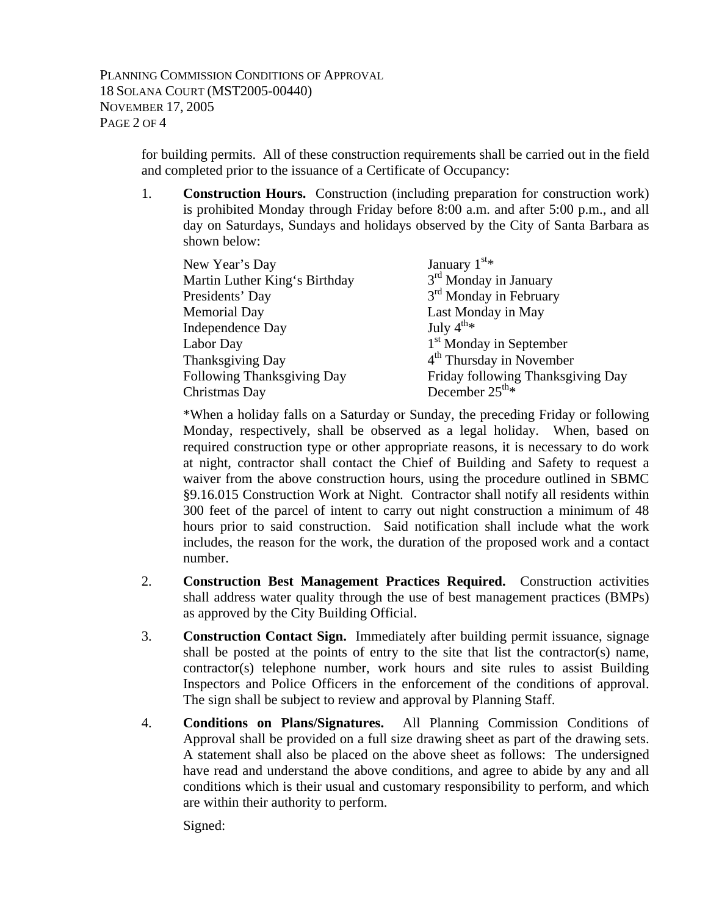for building permits. All of these construction requirements shall be carried out in the field and completed prior to the issuance of a Certificate of Occupancy:

1. **Construction Hours.** Construction (including preparation for construction work) is prohibited Monday through Friday before 8:00 a.m. and after 5:00 p.m., and all day on Saturdays, Sundays and holidays observed by the City of Santa Barbara as shown below:

   | | |
   |---|---|
   | New Year's Day | January 1st* |
   | Martin Luther King's Birthday | 3rd Monday in January |
   | Presidents' Day | 3rd Monday in February |
   | Memorial Day | Last Monday in May |
   | Independence Day | July 4th* |
   | Labor Day | 1st Monday in September |
   | Thanksgiving Day | 4th Thursday in November |
   | Following Thanksgiving Day | Friday following Thanksgiving Day |
   | Christmas Day | December 25th* |

   *When a holiday falls on a Saturday or Sunday, the preceding Friday or following Monday, respectively, shall be observed as a legal holiday. When, based on required construction type or other appropriate reasons, it is necessary to do work at night, contractor shall contact the Chief of Building and Safety to request a waiver from the above construction hours, using the procedure outlined in SBMC §9.16.015 Construction Work at Night. Contractor shall notify all residents within 300 feet of the parcel of intent to carry out night construction a minimum of 48 hours prior to said construction. Said notification shall include what the work includes, the reason for the work, the duration of the proposed work and a contact number.

2. **Construction Best Management Practices Required.** Construction activities shall address water quality through the use of best management practices (BMPs) as approved by the City Building Official.

3. **Construction Contact Sign.** Immediately after building permit issuance, signage shall be posted at the points of entry to the site that list the contractor(s) name, contractor(s) telephone number, work hours and site rules to assist Building Inspectors and Police Officers in the enforcement of the conditions of approval. The sign shall be subject to review and approval by Planning Staff.

4. **Conditions on Plans/Signatures.** All Planning Commission Conditions of Approval shall be provided on a full size drawing sheet as part of the drawing sets. A statement shall also be placed on the above sheet as follows: The undersigned have read and understand the above conditions, and agree to abide by any and all conditions which is their usual and customary responsibility to perform, and which are within their authority to perform.

   Signed: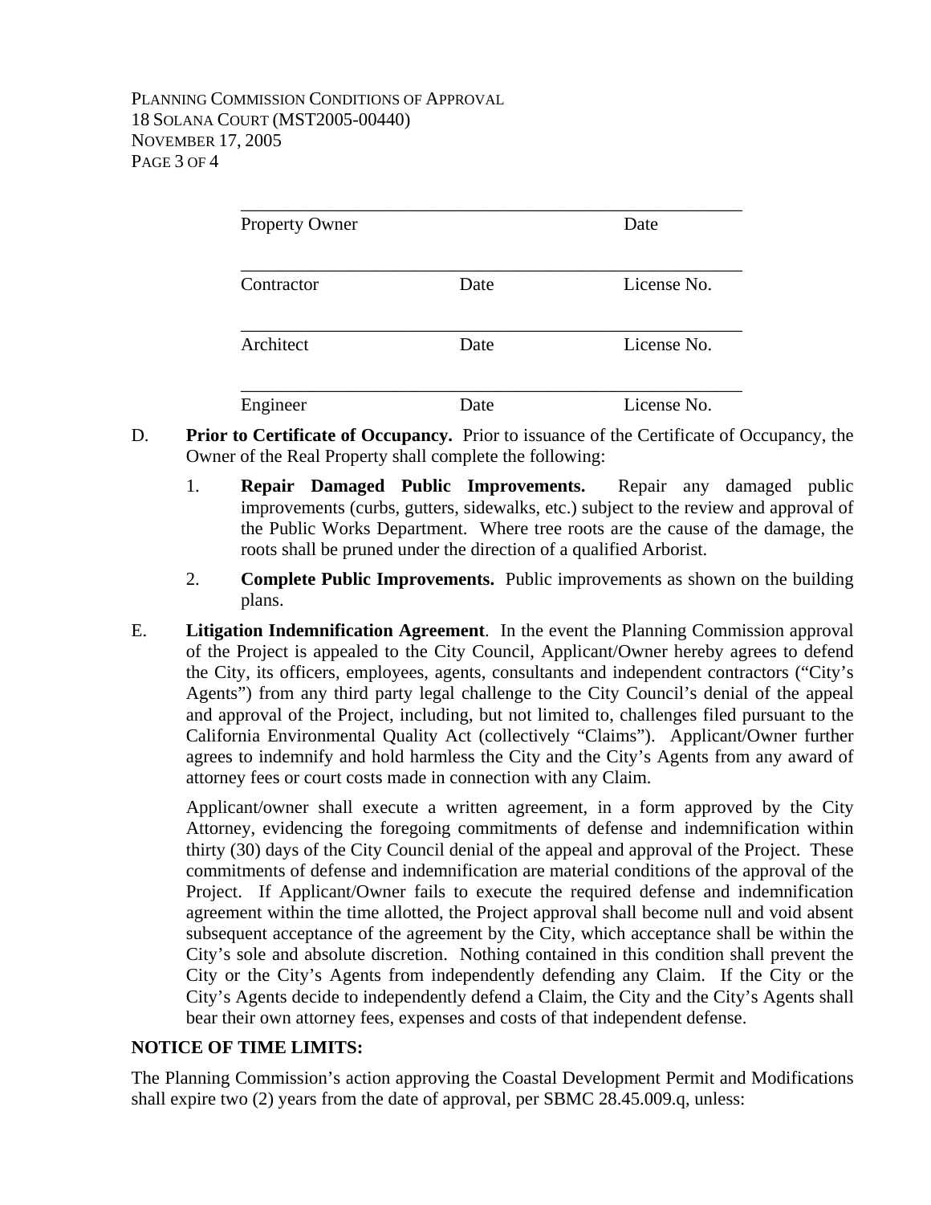| | | |
|---|---|---|
| Property Owner | | Date |
| Contractor | Date | License No. |
| Architect | Date | License No. |
| Engineer | Date | License No. |

D. **Prior to Certificate of Occupancy.** Prior to issuance of the Certificate of Occupancy, the Owner of the Real Property shall complete the following:

1. **Repair Damaged Public Improvements.** Repair any damaged public improvements (curbs, gutters, sidewalks, etc.) subject to the review and approval of the Public Works Department. Where tree roots are the cause of the damage, the roots shall be pruned under the direction of a qualified Arborist.

2. **Complete Public Improvements.** Public improvements as shown on the building plans.

E. **Litigation Indemnification Agreement**. In the event the Planning Commission approval of the Project is appealed to the City Council, Applicant/Owner hereby agrees to defend the City, its officers, employees, agents, consultants and independent contractors ("City's Agents") from any third party legal challenge to the City Council's denial of the appeal and approval of the Project, including, but not limited to, challenges filed pursuant to the California Environmental Quality Act (collectively "Claims"). Applicant/Owner further agrees to indemnify and hold harmless the City and the City's Agents from any award of attorney fees or court costs made in connection with any Claim.

Applicant/owner shall execute a written agreement, in a form approved by the City Attorney, evidencing the foregoing commitments of defense and indemnification within thirty (30) days of the City Council denial of the appeal and approval of the Project. These commitments of defense and indemnification are material conditions of the approval of the Project. If Applicant/Owner fails to execute the required defense and indemnification agreement within the time allotted, the Project approval shall become null and void absent subsequent acceptance of the agreement by the City, which acceptance shall be within the City's sole and absolute discretion. Nothing contained in this condition shall prevent the City or the City's Agents from independently defending any Claim. If the City or the City's Agents decide to independently defend a Claim, the City and the City's Agents shall bear their own attorney fees, expenses and costs of that independent defense.

**NOTICE OF TIME LIMITS:**

The Planning Commission's action approving the Coastal Development Permit and Modifications shall expire two (2) years from the date of approval, per SBMC 28.45.009.q, unless: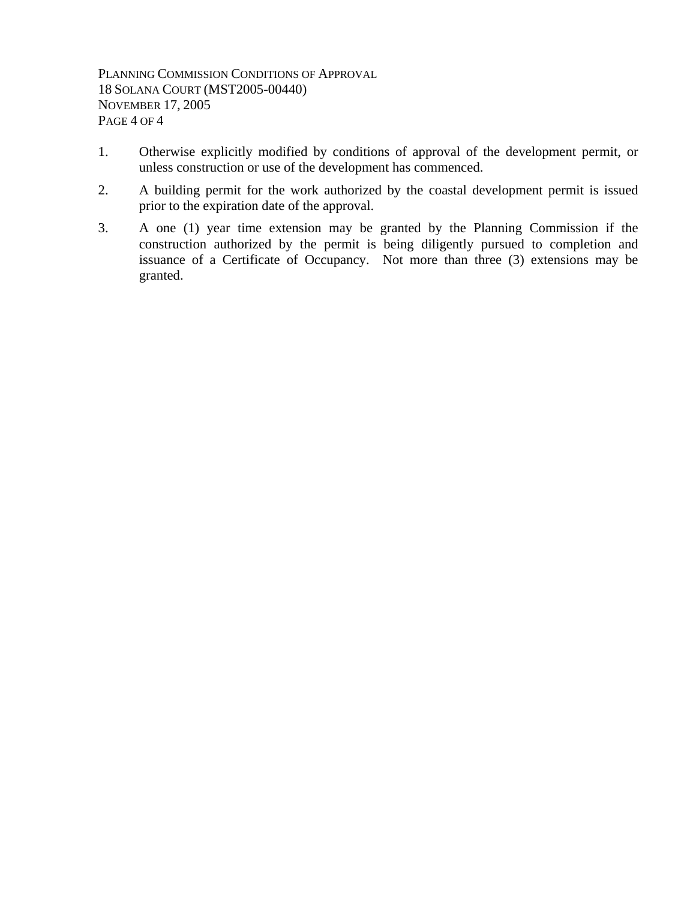1. Otherwise explicitly modified by conditions of approval of the development permit, or unless construction or use of the development has commenced.
2. A building permit for the work authorized by the coastal development permit is issued prior to the expiration date of the approval.
3. A one (1) year time extension may be granted by the Planning Commission if the construction authorized by the permit is being diligently pursued to completion and issuance of a Certificate of Occupancy. Not more than three (3) extensions may be granted.